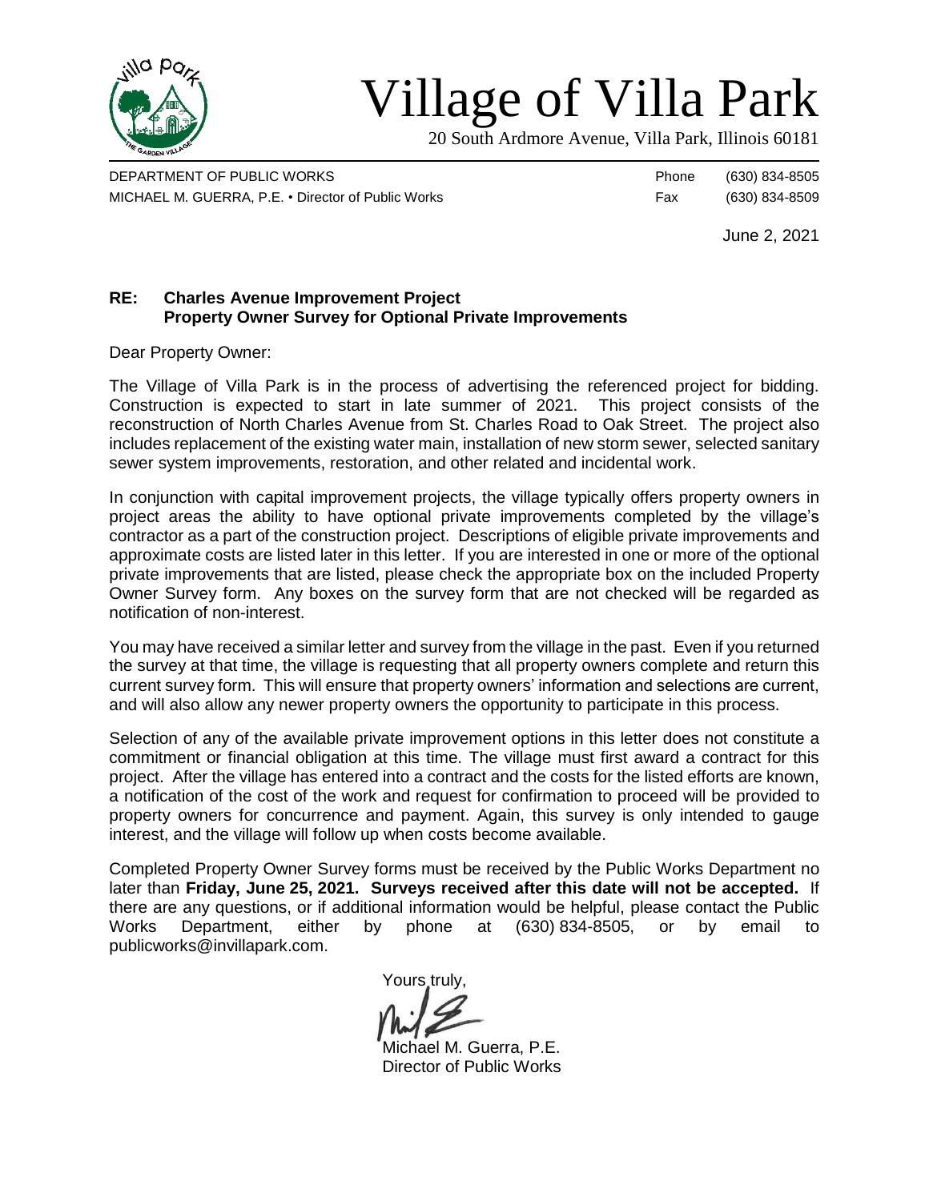# Village of Villa Park

20 South Ardmore Avenue, Villa Park, Illinois 60181

DEPARTMENT OF PUBLIC WORKS
MICHAEL M. GUERRA, P.E. • Director of Public Works

Phone (630) 834-8505
Fax (630) 834-8509

June 2, 2021

**RE: Charles Avenue Improvement Project**
**Property Owner Survey for Optional Private Improvements**

Dear Property Owner:

The Village of Villa Park is in the process of advertising the referenced project for bidding. Construction is expected to start in late summer of 2021. This project consists of the reconstruction of North Charles Avenue from St. Charles Road to Oak Street. The project also includes replacement of the existing water main, installation of new storm sewer, selected sanitary sewer system improvements, restoration, and other related and incidental work.

In conjunction with capital improvement projects, the village typically offers property owners in project areas the ability to have optional private improvements completed by the village's contractor as a part of the construction project. Descriptions of eligible private improvements and approximate costs are listed later in this letter. If you are interested in one or more of the optional private improvements that are listed, please check the appropriate box on the included Property Owner Survey form. Any boxes on the survey form that are not checked will be regarded as notification of non-interest.

You may have received a similar letter and survey from the village in the past. Even if you returned the survey at that time, the village is requesting that all property owners complete and return this current survey form. This will ensure that property owners' information and selections are current, and will also allow any newer property owners the opportunity to participate in this process.

Selection of any of the available private improvement options in this letter does not constitute a commitment or financial obligation at this time. The village must first award a contract for this project. After the village has entered into a contract and the costs for the listed efforts are known, a notification of the cost of the work and request for confirmation to proceed will be provided to property owners for concurrence and payment. Again, this survey is only intended to gauge interest, and the village will follow up when costs become available.

Completed Property Owner Survey forms must be received by the Public Works Department no later than **Friday, June 25, 2021. Surveys received after this date will not be accepted.** If there are any questions, or if additional information would be helpful, please contact the Public Works Department, either by phone at (630) 834-8505, or by email to publicworks@invillapark.com.

Yours truly,

Michael M. Guerra, P.E.
Director of Public Works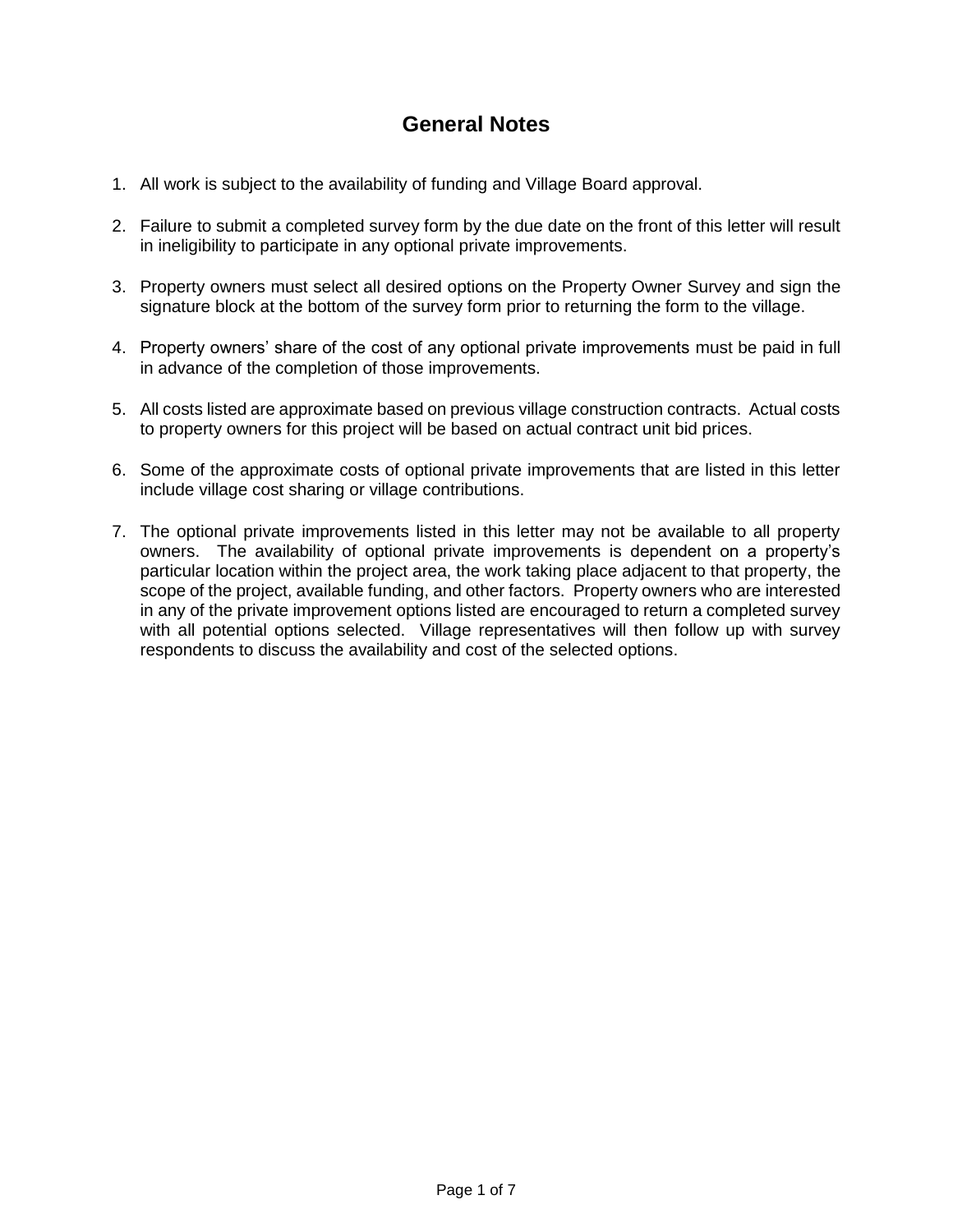# General Notes

1. All work is subject to the availability of funding and Village Board approval.

2. Failure to submit a completed survey form by the due date on the front of this letter will result in ineligibility to participate in any optional private improvements.

3. Property owners must select all desired options on the Property Owner Survey and sign the signature block at the bottom of the survey form prior to returning the form to the village.

4. Property owners' share of the cost of any optional private improvements must be paid in full in advance of the completion of those improvements.

5. All costs listed are approximate based on previous village construction contracts. Actual costs to property owners for this project will be based on actual contract unit bid prices.

6. Some of the approximate costs of optional private improvements that are listed in this letter include village cost sharing or village contributions.

7. The optional private improvements listed in this letter may not be available to all property owners. The availability of optional private improvements is dependent on a property's particular location within the project area, the work taking place adjacent to that property, the scope of the project, available funding, and other factors. Property owners who are interested in any of the private improvement options listed are encouraged to return a completed survey with all potential options selected. Village representatives will then follow up with survey respondents to discuss the availability and cost of the selected options.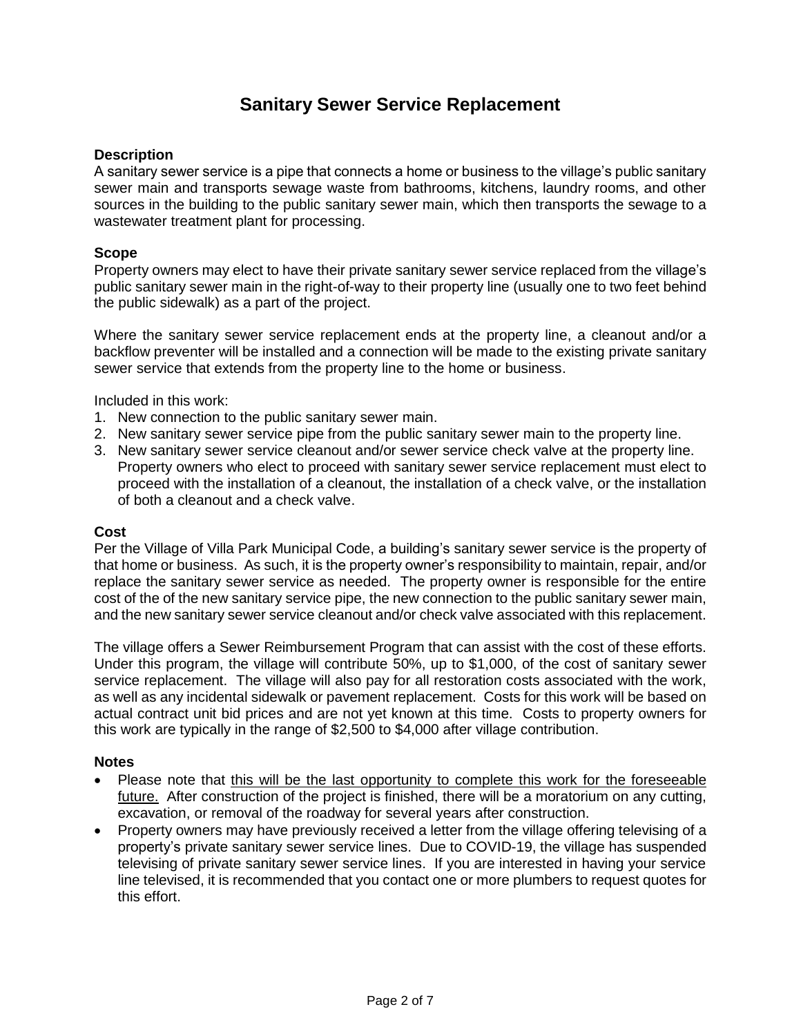# Sanitary Sewer Service Replacement

### Description

A sanitary sewer service is a pipe that connects a home or business to the village's public sanitary sewer main and transports sewage waste from bathrooms, kitchens, laundry rooms, and other sources in the building to the public sanitary sewer main, which then transports the sewage to a wastewater treatment plant for processing.

### Scope

Property owners may elect to have their private sanitary sewer service replaced from the village's public sanitary sewer main in the right-of-way to their property line (usually one to two feet behind the public sidewalk) as a part of the project.

Where the sanitary sewer service replacement ends at the property line, a cleanout and/or a backflow preventer will be installed and a connection will be made to the existing private sanitary sewer service that extends from the property line to the home or business.

Included in this work:

1. New connection to the public sanitary sewer main.
2. New sanitary sewer service pipe from the public sanitary sewer main to the property line.
3. New sanitary sewer service cleanout and/or sewer service check valve at the property line. Property owners who elect to proceed with sanitary sewer service replacement must elect to proceed with the installation of a cleanout, the installation of a check valve, or the installation of both a cleanout and a check valve.

### Cost

Per the Village of Villa Park Municipal Code, a building's sanitary sewer service is the property of that home or business. As such, it is the property owner's responsibility to maintain, repair, and/or replace the sanitary sewer service as needed. The property owner is responsible for the entire cost of the of the new sanitary service pipe, the new connection to the public sanitary sewer main, and the new sanitary sewer service cleanout and/or check valve associated with this replacement.

The village offers a Sewer Reimbursement Program that can assist with the cost of these efforts. Under this program, the village will contribute 50%, up to $1,000, of the cost of sanitary sewer service replacement. The village will also pay for all restoration costs associated with the work, as well as any incidental sidewalk or pavement replacement. Costs for this work will be based on actual contract unit bid prices and are not yet known at this time. Costs to property owners for this work are typically in the range of $2,500 to $4,000 after village contribution.

### Notes

- Please note that <u>this will be the last opportunity to complete this work for the foreseeable future.</u> After construction of the project is finished, there will be a moratorium on any cutting, excavation, or removal of the roadway for several years after construction.
- Property owners may have previously received a letter from the village offering televising of a property's private sanitary sewer service lines. Due to COVID-19, the village has suspended televising of private sanitary sewer service lines. If you are interested in having your service line televised, it is recommended that you contact one or more plumbers to request quotes for this effort.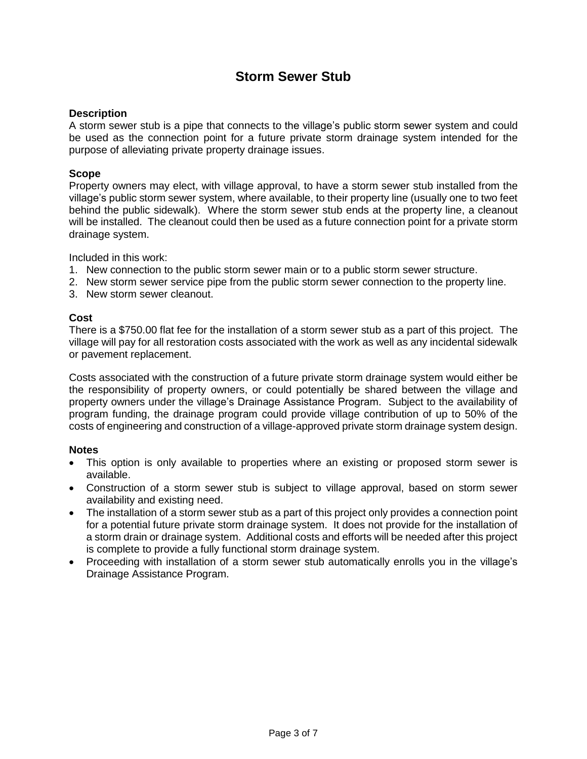# Storm Sewer Stub

**Description**

A storm sewer stub is a pipe that connects to the village's public storm sewer system and could be used as the connection point for a future private storm drainage system intended for the purpose of alleviating private property drainage issues.

**Scope**

Property owners may elect, with village approval, to have a storm sewer stub installed from the village's public storm sewer system, where available, to their property line (usually one to two feet behind the public sidewalk). Where the storm sewer stub ends at the property line, a cleanout will be installed. The cleanout could then be used as a future connection point for a private storm drainage system.

Included in this work:

1. New connection to the public storm sewer main or to a public storm sewer structure.
2. New storm sewer service pipe from the public storm sewer connection to the property line.
3. New storm sewer cleanout.

**Cost**

There is a $750.00 flat fee for the installation of a storm sewer stub as a part of this project. The village will pay for all restoration costs associated with the work as well as any incidental sidewalk or pavement replacement.

Costs associated with the construction of a future private storm drainage system would either be the responsibility of property owners, or could potentially be shared between the village and property owners under the village's Drainage Assistance Program. Subject to the availability of program funding, the drainage program could provide village contribution of up to 50% of the costs of engineering and construction of a village-approved private storm drainage system design.

**Notes**

- This option is only available to properties where an existing or proposed storm sewer is available.
- Construction of a storm sewer stub is subject to village approval, based on storm sewer availability and existing need.
- The installation of a storm sewer stub as a part of this project only provides a connection point for a potential future private storm drainage system. It does not provide for the installation of a storm drain or drainage system. Additional costs and efforts will be needed after this project is complete to provide a fully functional storm drainage system.
- Proceeding with installation of a storm sewer stub automatically enrolls you in the village's Drainage Assistance Program.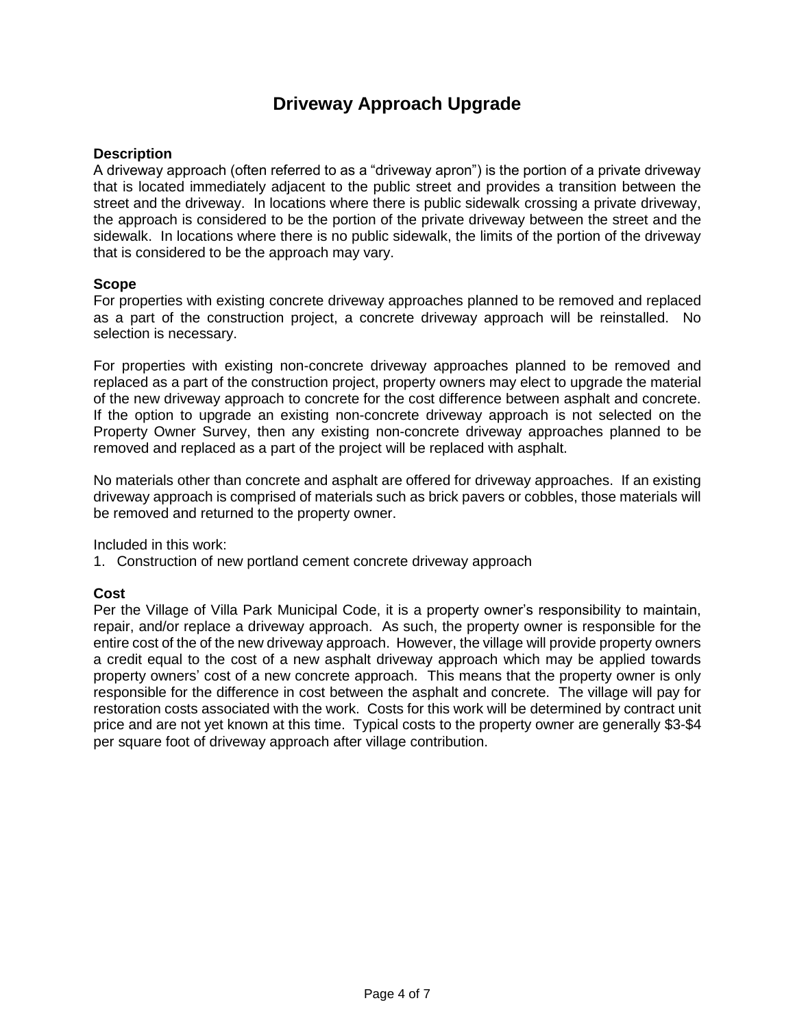# Driveway Approach Upgrade

### Description

A driveway approach (often referred to as a "driveway apron") is the portion of a private driveway that is located immediately adjacent to the public street and provides a transition between the street and the driveway. In locations where there is public sidewalk crossing a private driveway, the approach is considered to be the portion of the private driveway between the street and the sidewalk. In locations where there is no public sidewalk, the limits of the portion of the driveway that is considered to be the approach may vary.

### Scope

For properties with existing concrete driveway approaches planned to be removed and replaced as a part of the construction project, a concrete driveway approach will be reinstalled. No selection is necessary.

For properties with existing non-concrete driveway approaches planned to be removed and replaced as a part of the construction project, property owners may elect to upgrade the material of the new driveway approach to concrete for the cost difference between asphalt and concrete. If the option to upgrade an existing non-concrete driveway approach is not selected on the Property Owner Survey, then any existing non-concrete driveway approaches planned to be removed and replaced as a part of the project will be replaced with asphalt.

No materials other than concrete and asphalt are offered for driveway approaches. If an existing driveway approach is comprised of materials such as brick pavers or cobbles, those materials will be removed and returned to the property owner.

Included in this work:

1. Construction of new portland cement concrete driveway approach

### Cost

Per the Village of Villa Park Municipal Code, it is a property owner's responsibility to maintain, repair, and/or replace a driveway approach. As such, the property owner is responsible for the entire cost of the of the new driveway approach. However, the village will provide property owners a credit equal to the cost of a new asphalt driveway approach which may be applied towards property owners' cost of a new concrete approach. This means that the property owner is only responsible for the difference in cost between the asphalt and concrete. The village will pay for restoration costs associated with the work. Costs for this work will be determined by contract unit price and are not yet known at this time. Typical costs to the property owner are generally $3-$4 per square foot of driveway approach after village contribution.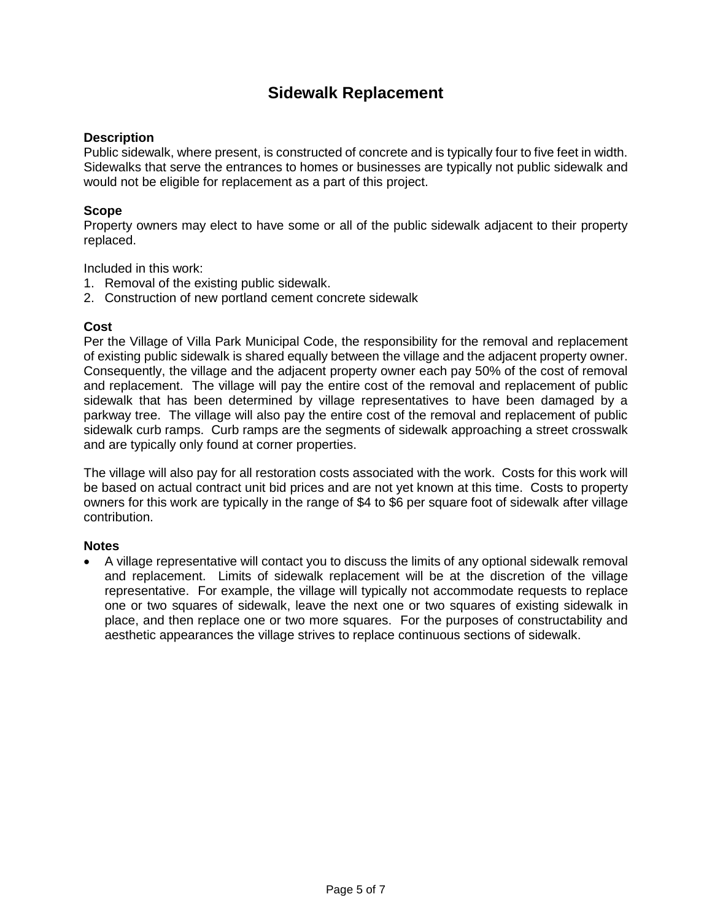# Sidewalk Replacement

**Description**
Public sidewalk, where present, is constructed of concrete and is typically four to five feet in width. Sidewalks that serve the entrances to homes or businesses are typically not public sidewalk and would not be eligible for replacement as a part of this project.

**Scope**
Property owners may elect to have some or all of the public sidewalk adjacent to their property replaced.

Included in this work:

1. Removal of the existing public sidewalk.
2. Construction of new portland cement concrete sidewalk

**Cost**
Per the Village of Villa Park Municipal Code, the responsibility for the removal and replacement of existing public sidewalk is shared equally between the village and the adjacent property owner. Consequently, the village and the adjacent property owner each pay 50% of the cost of removal and replacement. The village will pay the entire cost of the removal and replacement of public sidewalk that has been determined by village representatives to have been damaged by a parkway tree. The village will also pay the entire cost of the removal and replacement of public sidewalk curb ramps. Curb ramps are the segments of sidewalk approaching a street crosswalk and are typically only found at corner properties.

The village will also pay for all restoration costs associated with the work. Costs for this work will be based on actual contract unit bid prices and are not yet known at this time. Costs to property owners for this work are typically in the range of $4 to $6 per square foot of sidewalk after village contribution.

**Notes**

- A village representative will contact you to discuss the limits of any optional sidewalk removal and replacement. Limits of sidewalk replacement will be at the discretion of the village representative. For example, the village will typically not accommodate requests to replace one or two squares of sidewalk, leave the next one or two squares of existing sidewalk in place, and then replace one or two more squares. For the purposes of constructability and aesthetic appearances the village strives to replace continuous sections of sidewalk.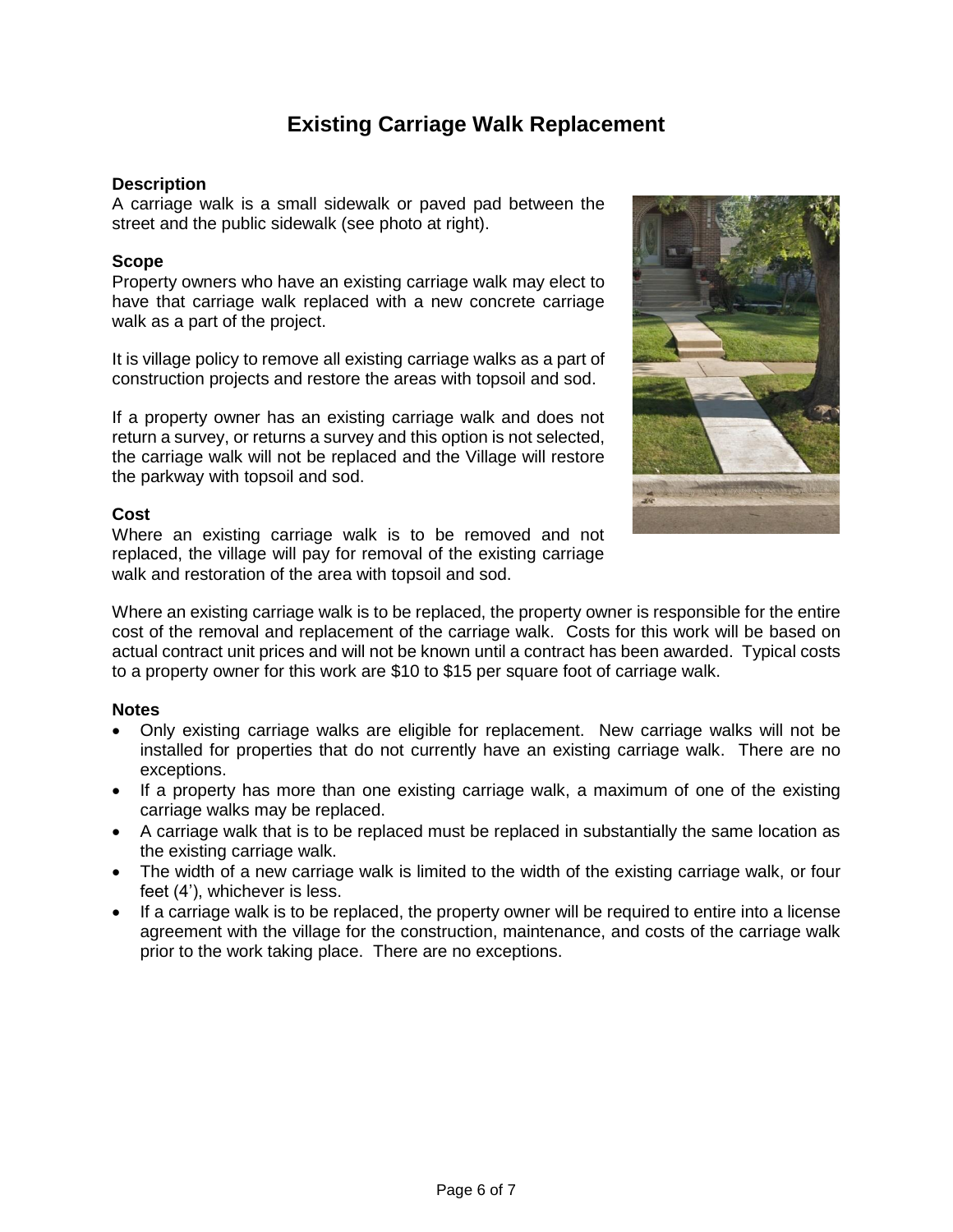# Existing Carriage Walk Replacement

**Description**

A carriage walk is a small sidewalk or paved pad between the street and the public sidewalk (see photo at right).

**Scope**

Property owners who have an existing carriage walk may elect to have that carriage walk replaced with a new concrete carriage walk as a part of the project.

It is village policy to remove all existing carriage walks as a part of construction projects and restore the areas with topsoil and sod.

If a property owner has an existing carriage walk and does not return a survey, or returns a survey and this option is not selected, the carriage walk will not be replaced and the Village will restore the parkway with topsoil and sod.

**Cost**

Where an existing carriage walk is to be removed and not replaced, the village will pay for removal of the existing carriage walk and restoration of the area with topsoil and sod.

Where an existing carriage walk is to be replaced, the property owner is responsible for the entire cost of the removal and replacement of the carriage walk. Costs for this work will be based on actual contract unit prices and will not be known until a contract has been awarded. Typical costs to a property owner for this work are $10 to $15 per square foot of carriage walk.

**Notes**

- Only existing carriage walks are eligible for replacement. New carriage walks will not be installed for properties that do not currently have an existing carriage walk. There are no exceptions.
- If a property has more than one existing carriage walk, a maximum of one of the existing carriage walks may be replaced.
- A carriage walk that is to be replaced must be replaced in substantially the same location as the existing carriage walk.
- The width of a new carriage walk is limited to the width of the existing carriage walk, or four feet (4'), whichever is less.
- If a carriage walk is to be replaced, the property owner will be required to entire into a license agreement with the village for the construction, maintenance, and costs of the carriage walk prior to the work taking place. There are no exceptions.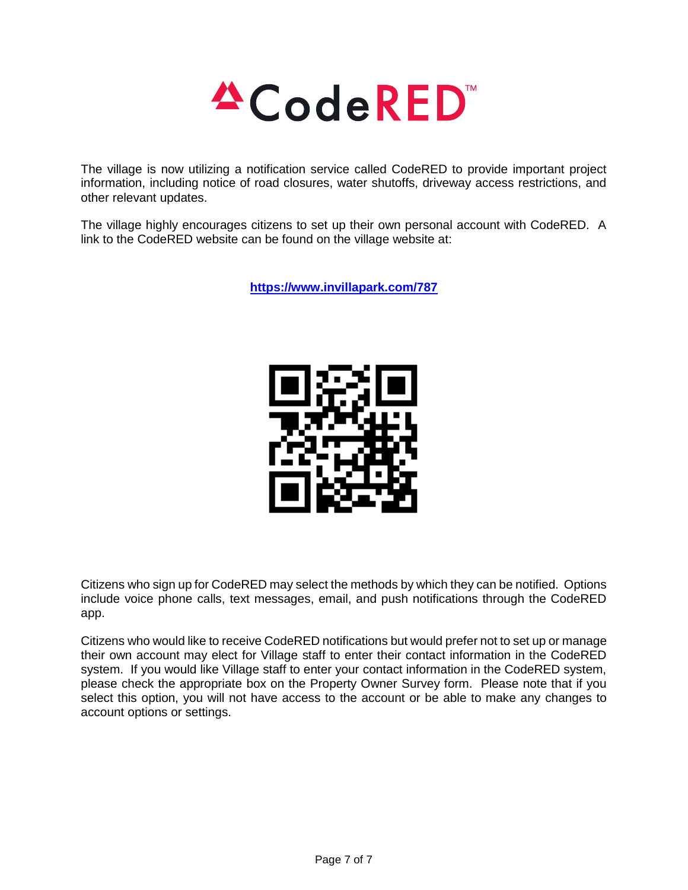# CodeRED™

The village is now utilizing a notification service called CodeRED to provide important project information, including notice of road closures, water shutoffs, driveway access restrictions, and other relevant updates.

The village highly encourages citizens to set up their own personal account with CodeRED. A link to the CodeRED website can be found on the village website at:

**https://www.invillapark.com/787**

Citizens who sign up for CodeRED may select the methods by which they can be notified. Options include voice phone calls, text messages, email, and push notifications through the CodeRED app.

Citizens who would like to receive CodeRED notifications but would prefer not to set up or manage their own account may elect for Village staff to enter their contact information in the CodeRED system. If you would like Village staff to enter your contact information in the CodeRED system, please check the appropriate box on the Property Owner Survey form. Please note that if you select this option, you will not have access to the account or be able to make any changes to account options or settings.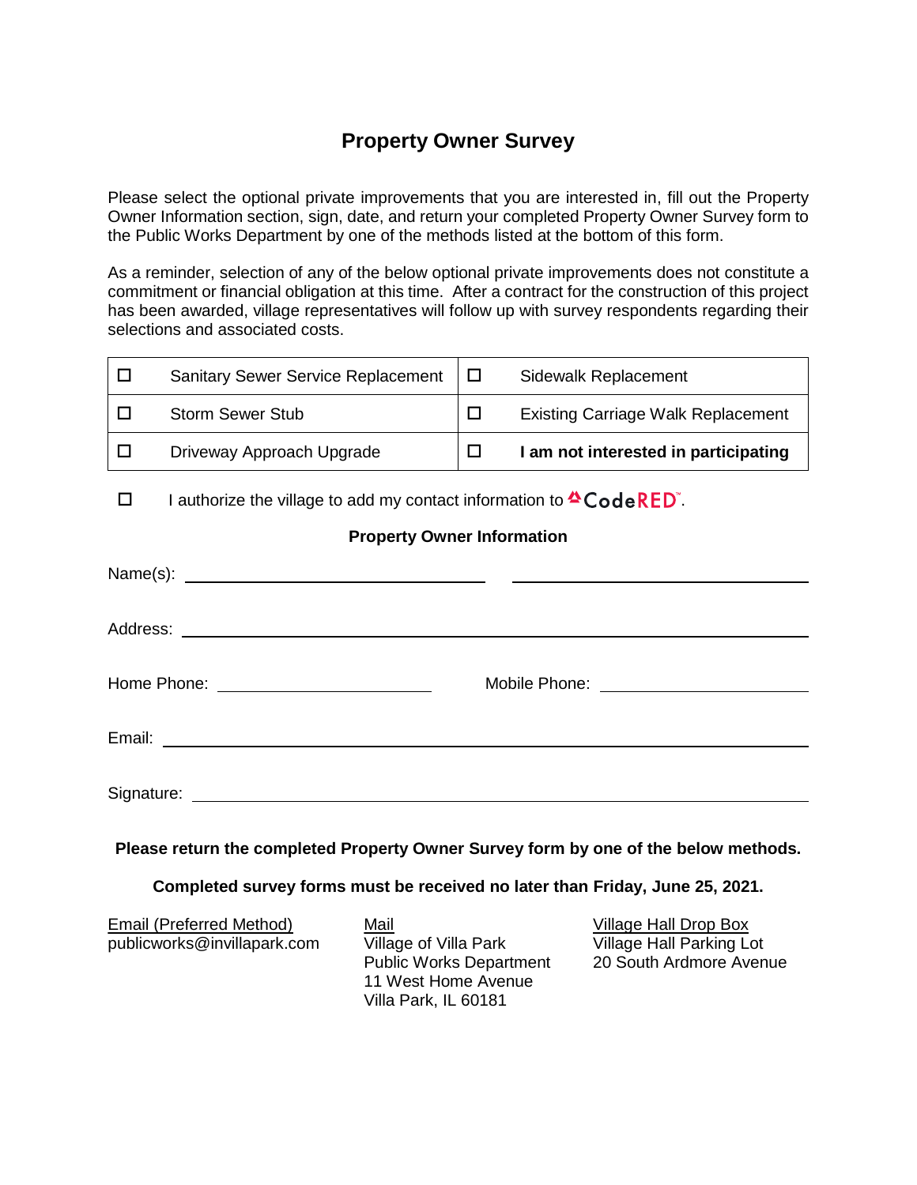# Property Owner Survey

Please select the optional private improvements that you are interested in, fill out the Property Owner Information section, sign, date, and return your completed Property Owner Survey form to the Public Works Department by one of the methods listed at the bottom of this form.

As a reminder, selection of any of the below optional private improvements does not constitute a commitment or financial obligation at this time. After a contract for the construction of this project has been awarded, village representatives will follow up with survey respondents regarding their selections and associated costs.

| | | | |
|---|---|---|---|
| ☐ | Sanitary Sewer Service Replacement | ☐ | Sidewalk Replacement |
| ☐ | Storm Sewer Stub | ☐ | Existing Carriage Walk Replacement |
| ☐ | Driveway Approach Upgrade | ☐ | **I am not interested in participating** |

☐ I authorize the village to add my contact information to CodeRED™.

**Property Owner Information**

Name(s): ______________________________ ______________________________

Address: ____________________________________________________________

Home Phone: ______________________ Mobile Phone: ______________________

Email: ______________________________________________________________

Signature: ___________________________________________________________

**Please return the completed Property Owner Survey form by one of the below methods.**

**Completed survey forms must be received no later than Friday, June 25, 2021.**

Email (Preferred Method)
publicworks@invillapark.com

Mail
Village of Villa Park
Public Works Department
11 West Home Avenue
Villa Park, IL 60181

Village Hall Drop Box
Village Hall Parking Lot
20 South Ardmore Avenue